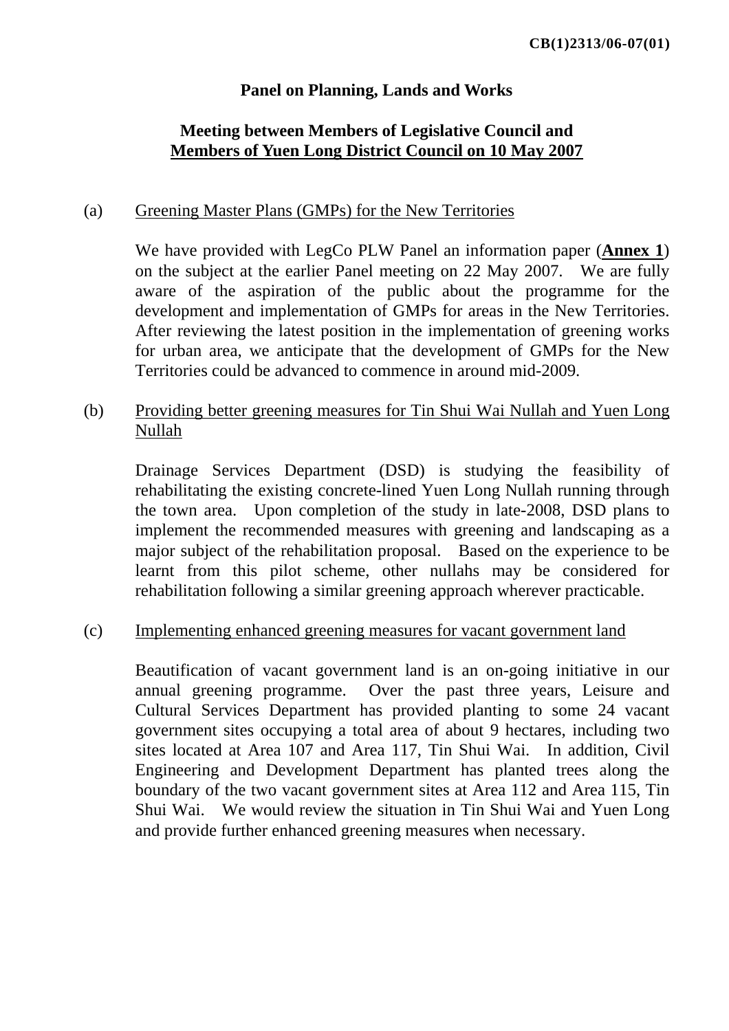**CB(1)2313/06-07(01)**

## Panel on Planning, Lands and Works

## Meeting between Members of Legislative Council and Members of Yuen Long District Council on 10 May 2007

(a) Greening Master Plans (GMPs) for the New Territories

We have provided with LegCo PLW Panel an information paper (**Annex 1**) on the subject at the earlier Panel meeting on 22 May 2007. We are fully aware of the aspiration of the public about the programme for the development and implementation of GMPs for areas in the New Territories. After reviewing the latest position in the implementation of greening works for urban area, we anticipate that the development of GMPs for the New Territories could be advanced to commence in around mid-2009.

(b) Providing better greening measures for Tin Shui Wai Nullah and Yuen Long Nullah

Drainage Services Department (DSD) is studying the feasibility of rehabilitating the existing concrete-lined Yuen Long Nullah running through the town area. Upon completion of the study in late-2008, DSD plans to implement the recommended measures with greening and landscaping as a major subject of the rehabilitation proposal. Based on the experience to be learnt from this pilot scheme, other nullahs may be considered for rehabilitation following a similar greening approach wherever practicable.

(c) Implementing enhanced greening measures for vacant government land

Beautification of vacant government land is an on-going initiative in our annual greening programme. Over the past three years, Leisure and Cultural Services Department has provided planting to some 24 vacant government sites occupying a total area of about 9 hectares, including two sites located at Area 107 and Area 117, Tin Shui Wai. In addition, Civil Engineering and Development Department has planted trees along the boundary of the two vacant government sites at Area 112 and Area 115, Tin Shui Wai. We would review the situation in Tin Shui Wai and Yuen Long and provide further enhanced greening measures when necessary.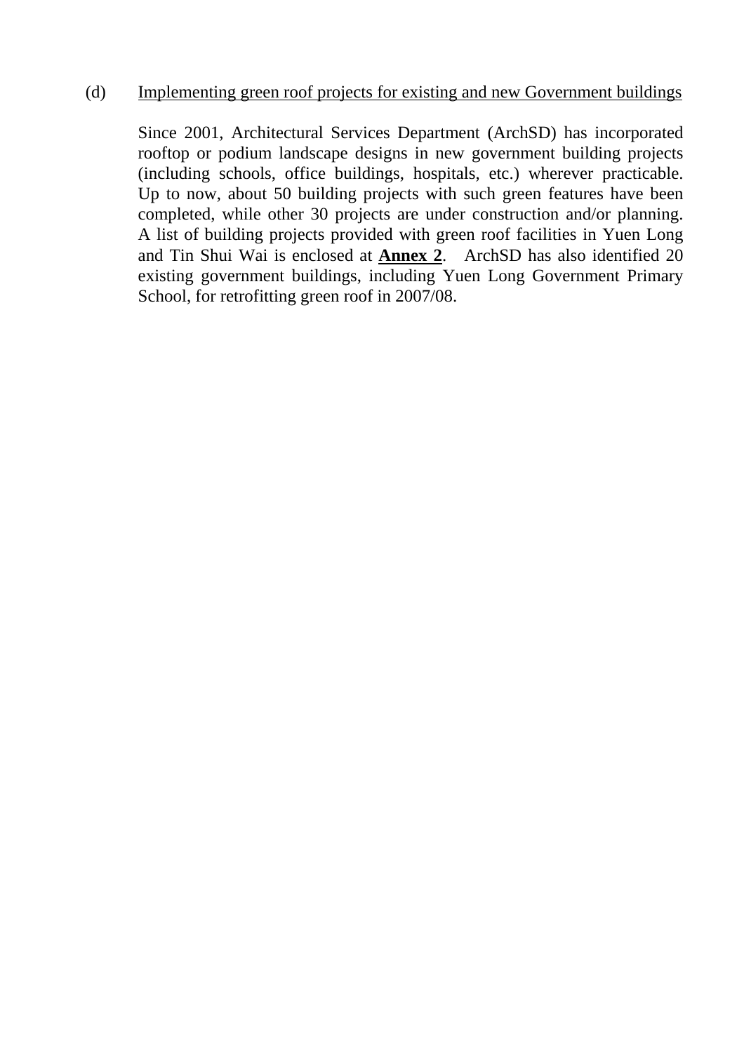(d) Implementing green roof projects for existing and new Government buildings

Since 2001, Architectural Services Department (ArchSD) has incorporated rooftop or podium landscape designs in new government building projects (including schools, office buildings, hospitals, etc.) wherever practicable. Up to now, about 50 building projects with such green features have been completed, while other 30 projects are under construction and/or planning. A list of building projects provided with green roof facilities in Yuen Long and Tin Shui Wai is enclosed at **Annex 2**. ArchSD has also identified 20 existing government buildings, including Yuen Long Government Primary School, for retrofitting green roof in 2007/08.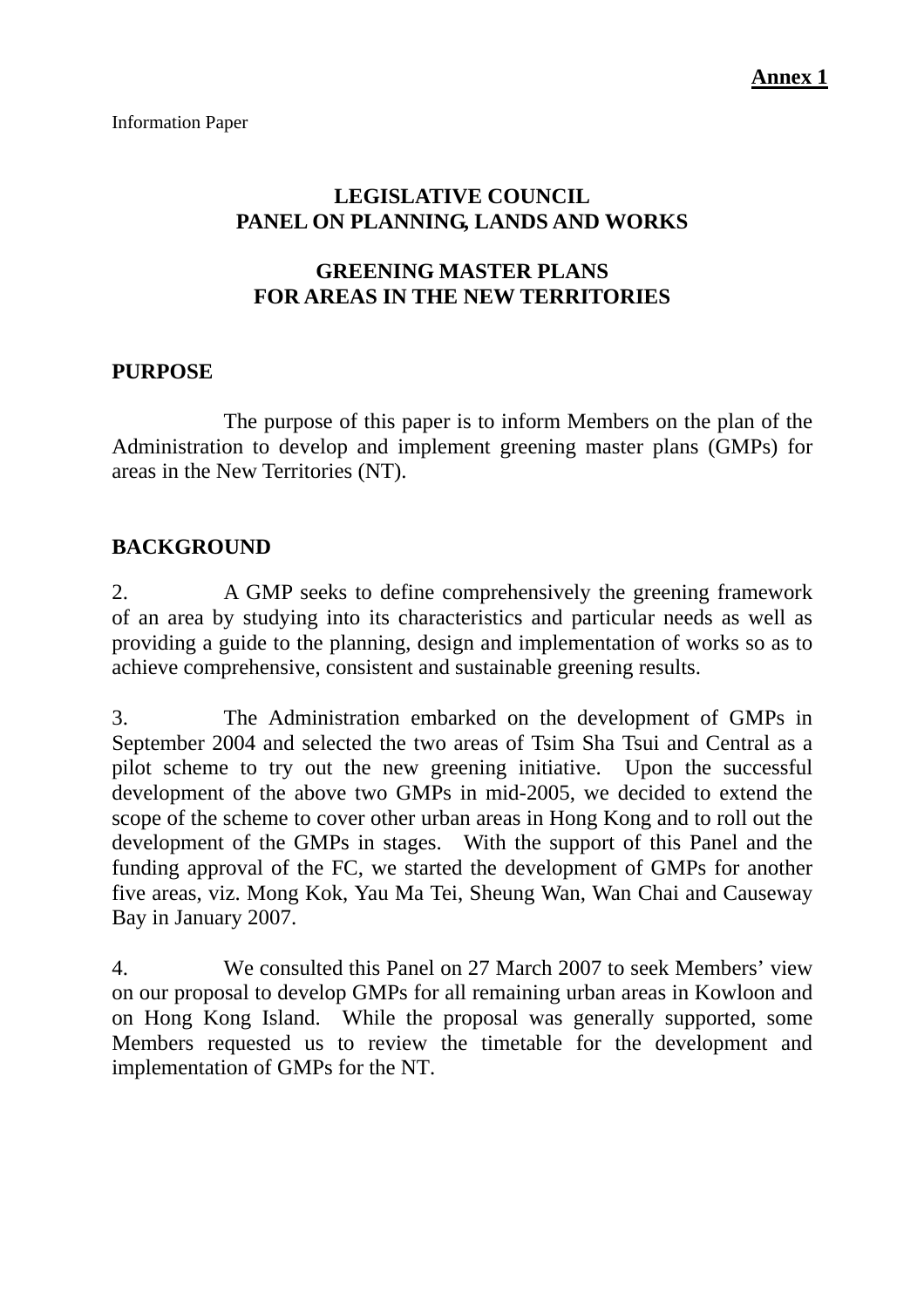**Annex 1**

Information Paper

## LEGISLATIVE COUNCIL
## PANEL ON PLANNING, LANDS AND WORKS

## GREENING MASTER PLANS
## FOR AREAS IN THE NEW TERRITORIES

### PURPOSE

The purpose of this paper is to inform Members on the plan of the Administration to develop and implement greening master plans (GMPs) for areas in the New Territories (NT).

### BACKGROUND

2. A GMP seeks to define comprehensively the greening framework of an area by studying into its characteristics and particular needs as well as providing a guide to the planning, design and implementation of works so as to achieve comprehensive, consistent and sustainable greening results.

3. The Administration embarked on the development of GMPs in September 2004 and selected the two areas of Tsim Sha Tsui and Central as a pilot scheme to try out the new greening initiative. Upon the successful development of the above two GMPs in mid-2005, we decided to extend the scope of the scheme to cover other urban areas in Hong Kong and to roll out the development of the GMPs in stages. With the support of this Panel and the funding approval of the FC, we started the development of GMPs for another five areas, viz. Mong Kok, Yau Ma Tei, Sheung Wan, Wan Chai and Causeway Bay in January 2007.

4. We consulted this Panel on 27 March 2007 to seek Members' view on our proposal to develop GMPs for all remaining urban areas in Kowloon and on Hong Kong Island. While the proposal was generally supported, some Members requested us to review the timetable for the development and implementation of GMPs for the NT.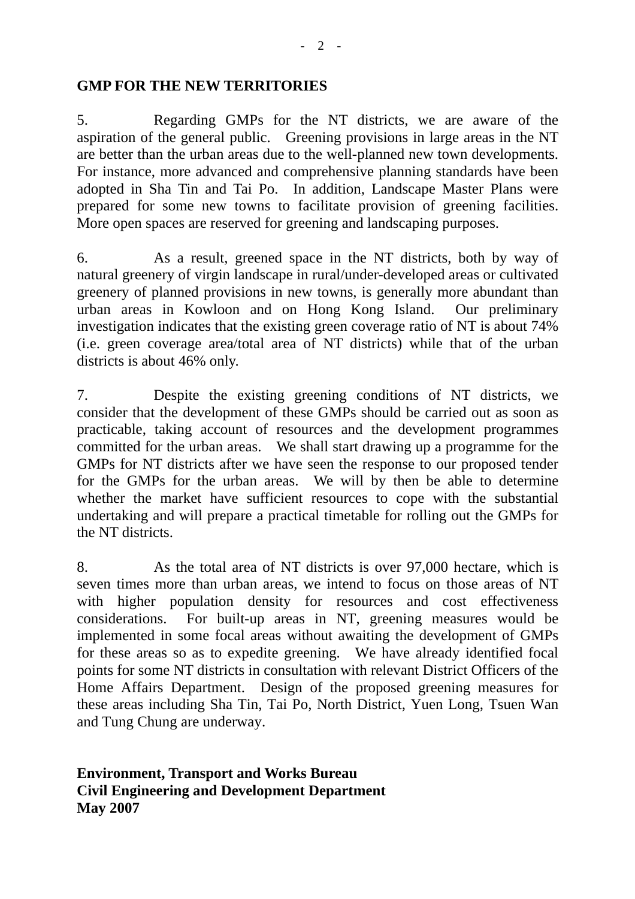**GMP FOR THE NEW TERRITORIES**

5. Regarding GMPs for the NT districts, we are aware of the aspiration of the general public. Greening provisions in large areas in the NT are better than the urban areas due to the well-planned new town developments. For instance, more advanced and comprehensive planning standards have been adopted in Sha Tin and Tai Po. In addition, Landscape Master Plans were prepared for some new towns to facilitate provision of greening facilities. More open spaces are reserved for greening and landscaping purposes.

6. As a result, greened space in the NT districts, both by way of natural greenery of virgin landscape in rural/under-developed areas or cultivated greenery of planned provisions in new towns, is generally more abundant than urban areas in Kowloon and on Hong Kong Island. Our preliminary investigation indicates that the existing green coverage ratio of NT is about 74% (i.e. green coverage area/total area of NT districts) while that of the urban districts is about 46% only.

7. Despite the existing greening conditions of NT districts, we consider that the development of these GMPs should be carried out as soon as practicable, taking account of resources and the development programmes committed for the urban areas. We shall start drawing up a programme for the GMPs for NT districts after we have seen the response to our proposed tender for the GMPs for the urban areas. We will by then be able to determine whether the market have sufficient resources to cope with the substantial undertaking and will prepare a practical timetable for rolling out the GMPs for the NT districts.

8. As the total area of NT districts is over 97,000 hectare, which is seven times more than urban areas, we intend to focus on those areas of NT with higher population density for resources and cost effectiveness considerations. For built-up areas in NT, greening measures would be implemented in some focal areas without awaiting the development of GMPs for these areas so as to expedite greening. We have already identified focal points for some NT districts in consultation with relevant District Officers of the Home Affairs Department. Design of the proposed greening measures for these areas including Sha Tin, Tai Po, North District, Yuen Long, Tsuen Wan and Tung Chung are underway.

**Environment, Transport and Works Bureau**
**Civil Engineering and Development Department**
**May 2007**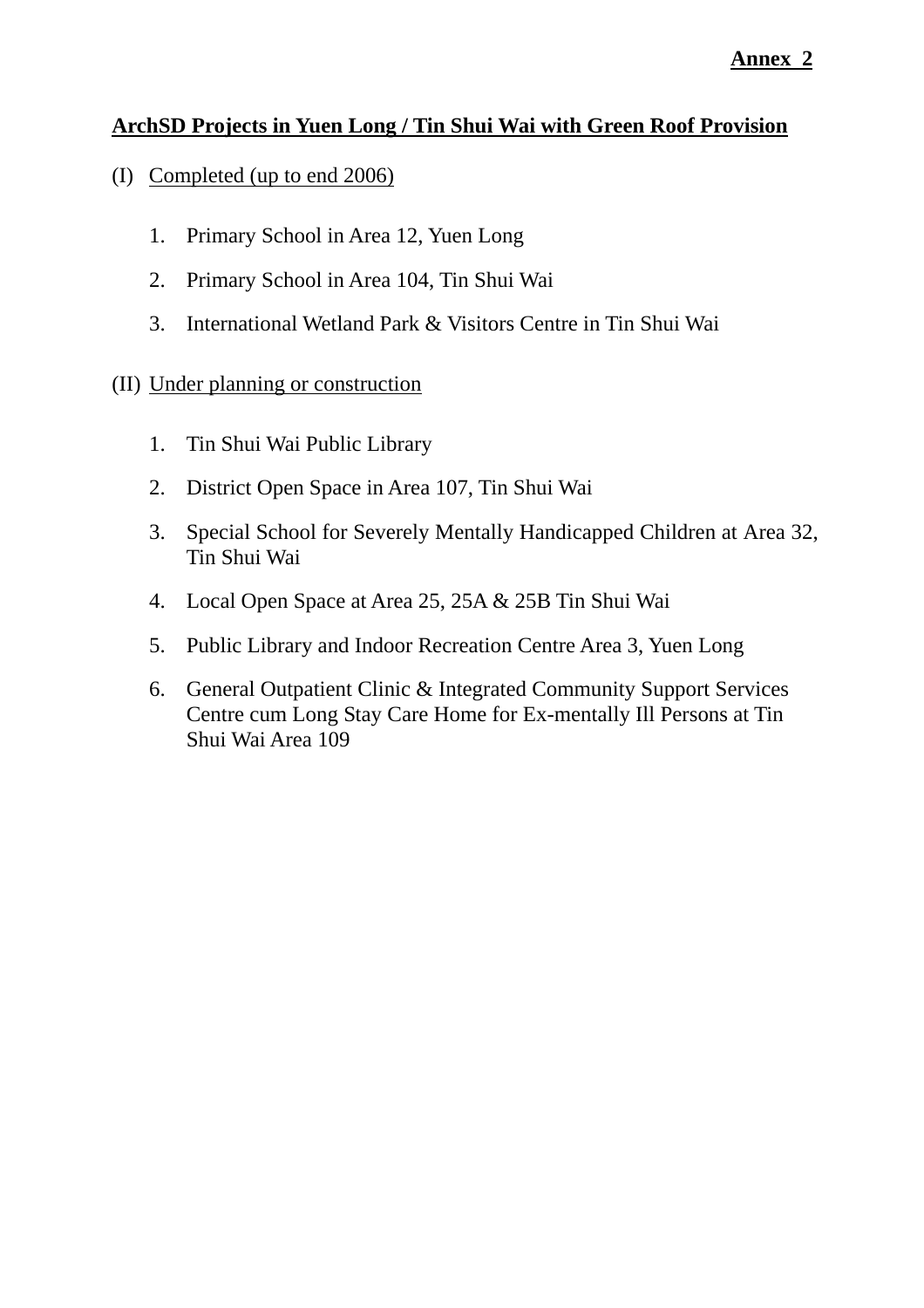**Annex 2**

## ArchSD Projects in Yuen Long / Tin Shui Wai with Green Roof Provision

(I) Completed (up to end 2006)

1. Primary School in Area 12, Yuen Long
2. Primary School in Area 104, Tin Shui Wai
3. International Wetland Park & Visitors Centre in Tin Shui Wai

(II) Under planning or construction

1. Tin Shui Wai Public Library
2. District Open Space in Area 107, Tin Shui Wai
3. Special School for Severely Mentally Handicapped Children at Area 32, Tin Shui Wai
4. Local Open Space at Area 25, 25A & 25B Tin Shui Wai
5. Public Library and Indoor Recreation Centre Area 3, Yuen Long
6. General Outpatient Clinic & Integrated Community Support Services Centre cum Long Stay Care Home for Ex-mentally Ill Persons at Tin Shui Wai Area 109